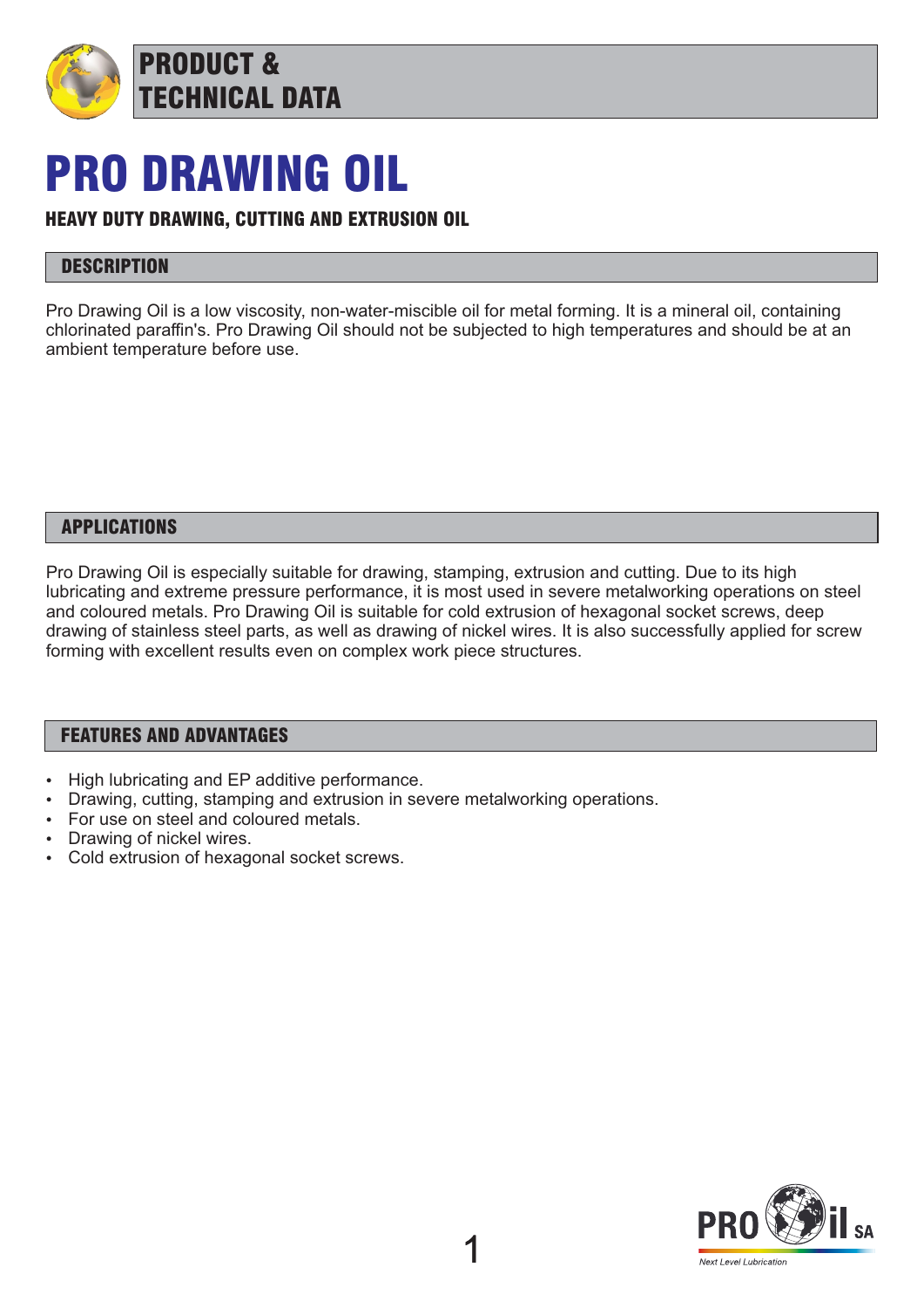# PRODUCT & TECHNICAL DATA

# PRO DRAWING OIL

### HEAVY DUTY DRAWING, CUTTING AND EXTRUSION OIL

## DESCRIPTION

Pro Drawing Oil is a low viscosity, non-water-miscible oil for metal forming. It is a mineral oil, containing chlorinated paraffin's. Pro Drawing Oil should not be subjected to high temperatures and should be at an ambient temperature before use.

## APPLICATIONS

Pro Drawing Oil is especially suitable for drawing, stamping, extrusion and cutting. Due to its high lubricating and extreme pressure performance, it is most used in severe metalworking operations on steel and coloured metals. Pro Drawing Oil is suitable for cold extrusion of hexagonal socket screws, deep drawing of stainless steel parts, as well as drawing of nickel wires. It is also successfully applied for screw forming with excellent results even on complex work piece structures.

## FEATURES AND ADVANTAGES

- High lubricating and EP additive performance.
- Drawing, cutting, stamping and extrusion in severe metalworking operations.
- For use on steel and coloured metals.
- Drawing of nickel wires.
- Cold extrusion of hexagonal socket screws.

PRO Oil SA
*Next Level Lubrication*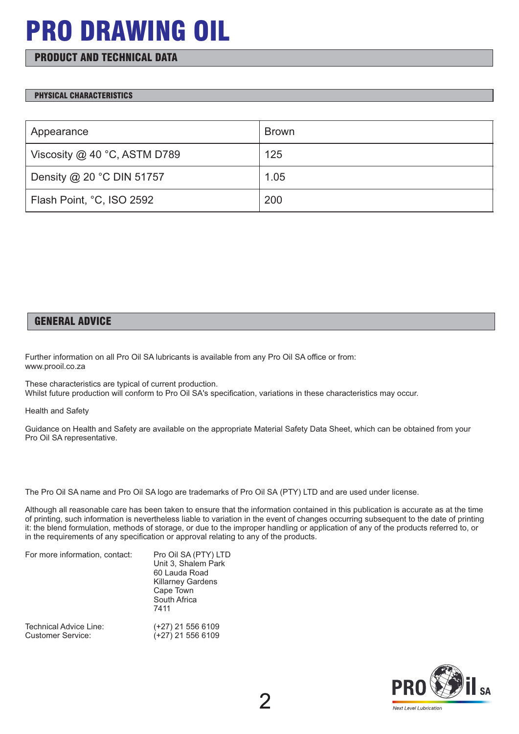# PRO DRAWING OIL

## PRODUCT AND TECHNICAL DATA

### PHYSICAL CHARACTERISTICS

| | |
|---|---|
| Appearance | Brown |
| Viscosity @ 40 °C, ASTM D789 | 125 |
| Density @ 20 °C DIN 51757 | 1.05 |
| Flash Point, °C, ISO 2592 | 200 |

## GENERAL ADVICE

Further information on all Pro Oil SA lubricants is available from any Pro Oil SA office or from:
www.prooil.co.za

These characteristics are typical of current production.
Whilst future production will conform to Pro Oil SA's specification, variations in these characteristics may occur.

Health and Safety

Guidance on Health and Safety are available on the appropriate Material Safety Data Sheet, which can be obtained from your Pro Oil SA representative.

The Pro Oil SA name and Pro Oil SA logo are trademarks of Pro Oil SA (PTY) LTD and are used under license.

Although all reasonable care has been taken to ensure that the information contained in this publication is accurate as at the time of printing, such information is nevertheless liable to variation in the event of changes occurring subsequent to the date of printing it: the blend formulation, methods of storage, or due to the improper handling or application of any of the products referred to, or in the requirements of any specification or approval relating to any of the products.

For more information, contact:

Pro Oil SA (PTY) LTD
Unit 3, Shalem Park
60 Lauda Road
Killarney Gardens
Cape Town
South Africa
7411

Technical Advice Line: (+27) 21 556 6109
Customer Service: (+27) 21 556 6109

PRO Oil SA
Next Level Lubrication